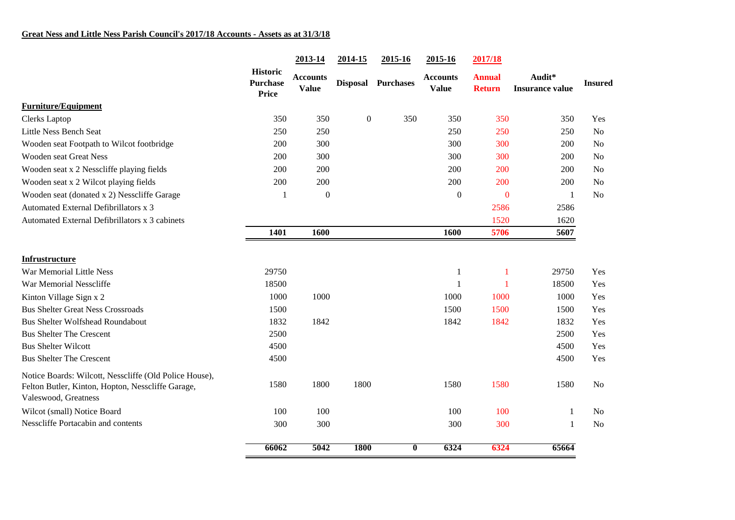## **Great Ness and Little Ness Parish Council's 2017/18 Accounts - Assets as at 31/3/18**

| | Historic Purchase Price | 2013-14 Accounts Value | 2014-15 Disposal | 2015-16 Purchases | 2015-16 Accounts Value | 2017/18 Annual Return | Audit* Insurance value | Insured |
|---|---|---|---|---|---|---|---|---|
| **Furniture/Equipment** | | | | | | | | |
| Clerks Laptop | 350 | 350 | 0 | 350 | 350 | 350 | 350 | Yes |
| Little Ness Bench Seat | 250 | 250 | | | 250 | 250 | 250 | No |
| Wooden seat Footpath to Wilcot footbridge | 200 | 300 | | | 300 | 300 | 200 | No |
| Wooden seat Great Ness | 200 | 300 | | | 300 | 300 | 200 | No |
| Wooden seat x 2 Nesscliffe playing fields | 200 | 200 | | | 200 | 200 | 200 | No |
| Wooden seat x 2 Wilcot playing fields | 200 | 200 | | | 200 | 200 | 200 | No |
| Wooden seat (donated x 2) Nesscliffe Garage | 1 | 0 | | | 0 | 0 | 1 | No |
| Automated External Defibrillators x 3 | | | | | | 2586 | 2586 | |
| Automated External Defibrillators x 3 cabinets | | | | | | 1520 | 1620 | |
| | **1401** | **1600** | | | **1600** | **5706** | **5607** | |
| **Infrustructure** | | | | | | | | |
| War Memorial Little Ness | 29750 | | | | 1 | 1 | 29750 | Yes |
| War Memorial Nesscliffe | 18500 | | | | 1 | 1 | 18500 | Yes |
| Kinton Village Sign x 2 | 1000 | 1000 | | | 1000 | 1000 | 1000 | Yes |
| Bus Shelter Great Ness Crossroads | 1500 | | | | 1500 | 1500 | 1500 | Yes |
| Bus Shelter Wolfshead Roundabout | 1832 | 1842 | | | 1842 | 1842 | 1832 | Yes |
| Bus Shelter The Crescent | 2500 | | | | | | 2500 | Yes |
| Bus Shelter Wilcott | 4500 | | | | | | 4500 | Yes |
| Bus Shelter The Crescent | 4500 | | | | | | 4500 | Yes |
| Notice Boards: Wilcott, Nesscliffe (Old Police House), Felton Butler, Kinton, Hopton, Nesscliffe Garage, Valeswood, Greatness | 1580 | 1800 | 1800 | | 1580 | 1580 | 1580 | No |
| Wilcot (small) Notice Board | 100 | 100 | | | 100 | 100 | 1 | No |
| Nesscliffe Portacabin and contents | 300 | 300 | | | 300 | 300 | 1 | No |
| | **66062** | **5042** | **1800** | **0** | **6324** | **6324** | **65664** | |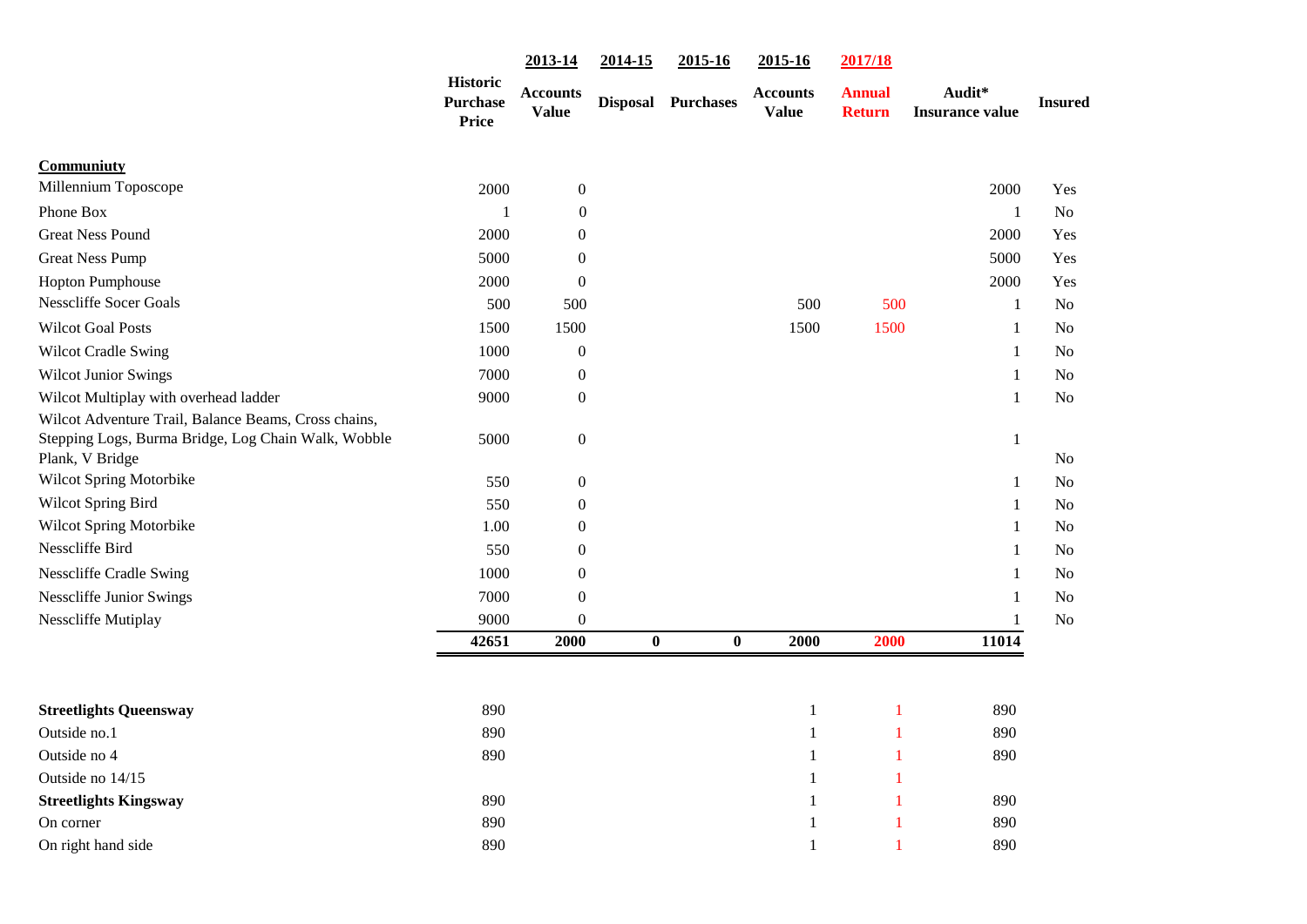| | Historic Purchase Price | 2013-14 Accounts Value | 2014-15 Disposal | 2015-16 Purchases | 2015-16 Accounts Value | 2017/18 Annual Return | Audit* Insurance value | Insured |
|---|---|---|---|---|---|---|---|---|
| **Communiuty** | | | | | | | | |
| Millennium Toposcope | 2000 | 0 | | | | | 2000 | Yes |
| Phone Box | 1 | 0 | | | | | 1 | No |
| Great Ness Pound | 2000 | 0 | | | | | 2000 | Yes |
| Great Ness Pump | 5000 | 0 | | | | | 5000 | Yes |
| Hopton Pumphouse | 2000 | 0 | | | | | 2000 | Yes |
| Nesscliffe Socer Goals | 500 | 500 | | | 500 | 500 | 1 | No |
| Wilcot Goal Posts | 1500 | 1500 | | | 1500 | 1500 | 1 | No |
| Wilcot Cradle Swing | 1000 | 0 | | | | | 1 | No |
| Wilcot Junior Swings | 7000 | 0 | | | | | 1 | No |
| Wilcot Multiplay with overhead ladder | 9000 | 0 | | | | | 1 | No |
| Wilcot Adventure Trail, Balance Beams, Cross chains, Stepping Logs, Burma Bridge, Log Chain Walk, Wobble Plank, V Bridge | 5000 | 0 | | | | | 1 | No |
| Wilcot Spring Motorbike | 550 | 0 | | | | | 1 | No |
| Wilcot Spring Bird | 550 | 0 | | | | | 1 | No |
| Wilcot Spring Motorbike | 1.00 | 0 | | | | | 1 | No |
| Nesscliffe Bird | 550 | 0 | | | | | 1 | No |
| Nesscliffe Cradle Swing | 1000 | 0 | | | | | 1 | No |
| Nesscliffe Junior Swings | 7000 | 0 | | | | | 1 | No |
| Nesscliffe Mutiplay | 9000 | 0 | | | | | 1 | No |
| | **42651** | **2000** | **0** | **0** | **2000** | **2000** | **11014** | |
| | | | | | | | | |
| **Streetlights Queensway** | 890 | | | | 1 | 1 | 890 | |
| Outside no.1 | 890 | | | | 1 | 1 | 890 | |
| Outside no 4 | 890 | | | | 1 | 1 | 890 | |
| Outside no 14/15 | | | | | 1 | 1 | | |
| **Streetlights Kingsway** | 890 | | | | 1 | 1 | 890 | |
| On corner | 890 | | | | 1 | 1 | 890 | |
| On right hand side | 890 | | | | 1 | 1 | 890 | |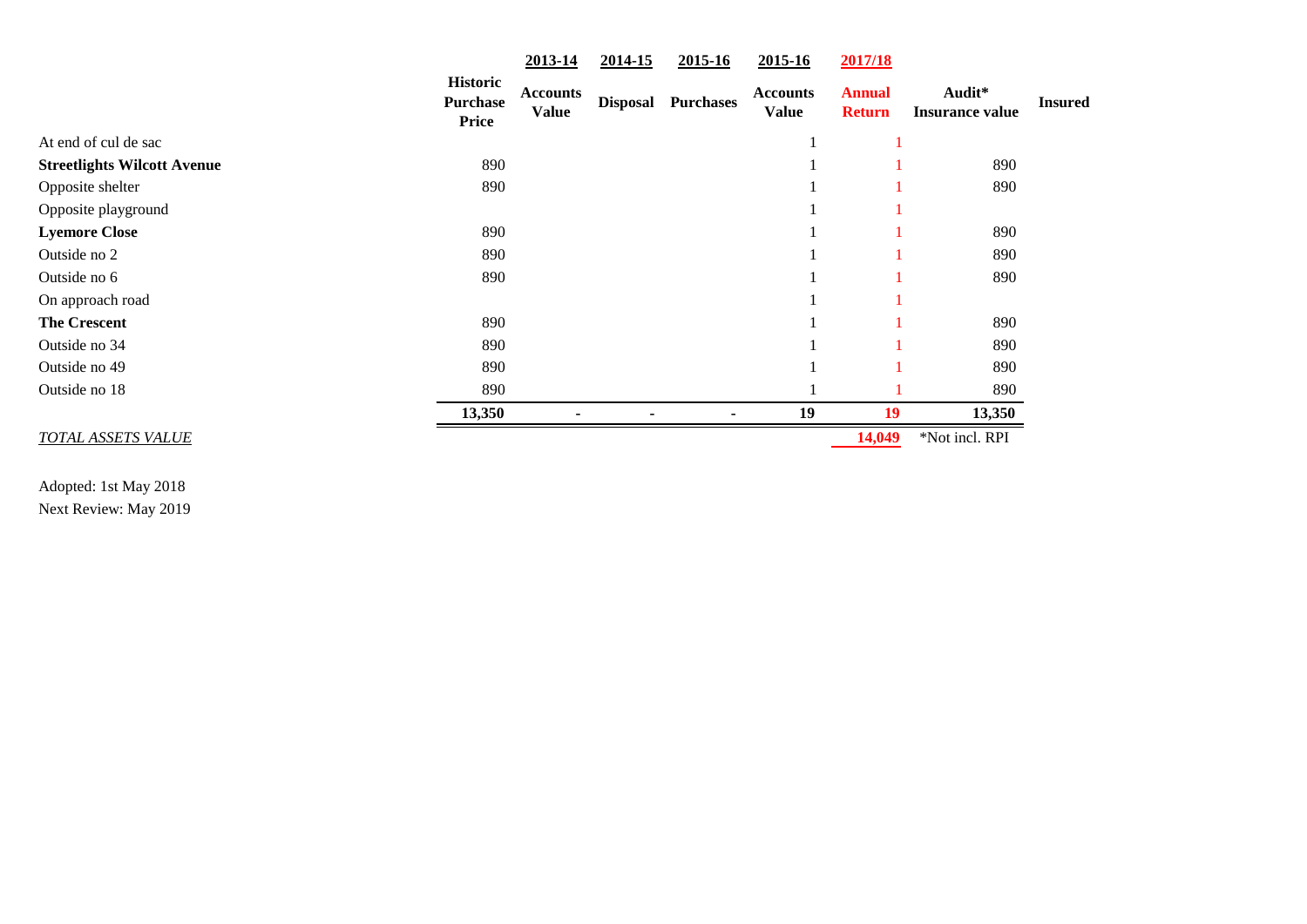| | Historic Purchase Price | 2013-14 Accounts Value | 2014-15 Disposal | 2015-16 Purchases | 2015-16 Accounts Value | 2017/18 Annual Return | Audit* Insurance value | Insured |
|---|---|---|---|---|---|---|---|---|
| At end of cul de sac | | | | | 1 | 1 | | |
| **Streetlights Wilcott Avenue** | 890 | | | | 1 | 1 | 890 | |
| Opposite shelter | 890 | | | | 1 | 1 | 890 | |
| Opposite playground | | | | | 1 | 1 | | |
| **Lyemore Close** | 890 | | | | 1 | 1 | 890 | |
| Outside no 2 | 890 | | | | 1 | 1 | 890 | |
| Outside no 6 | 890 | | | | 1 | 1 | 890 | |
| On approach road | | | | | 1 | 1 | | |
| **The Crescent** | 890 | | | | 1 | 1 | 890 | |
| Outside no 34 | 890 | | | | 1 | 1 | 890 | |
| Outside no 49 | 890 | | | | 1 | 1 | 890 | |
| Outside no 18 | 890 | | | | 1 | 1 | 890 | |
| | **13,350** | **-** | **-** | **-** | **19** | **19** | **13,350** | |
| *TOTAL ASSETS VALUE* | | | | | | **14,049** | *Not incl. RPI | |

Adopted: 1st May 2018

Next Review: May 2019